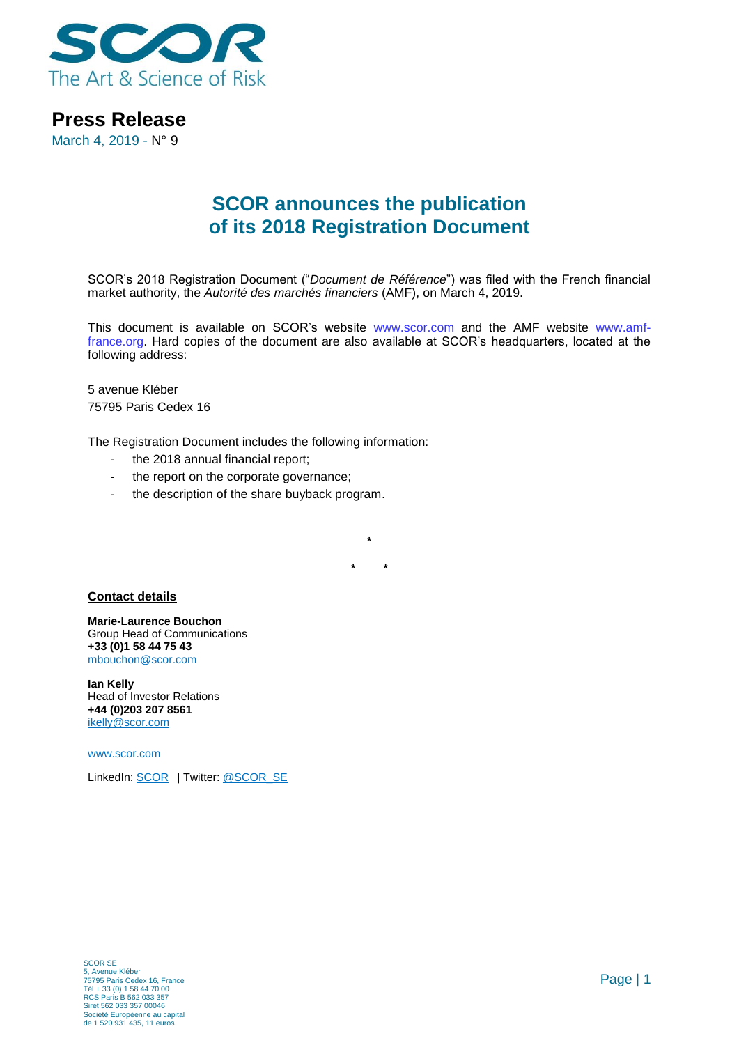SCOR
The Art & Science of Risk

# Press Release

March 4, 2019 - N° 9

## SCOR announces the publication of its 2018 Registration Document

SCOR's 2018 Registration Document ("*Document de Référence*") was filed with the French financial market authority, the *Autorité des marchés financiers* (AMF), on March 4, 2019.

This document is available on SCOR's website www.scor.com and the AMF website www.amf-france.org. Hard copies of the document are also available at SCOR's headquarters, located at the following address:

5 avenue Kléber
75795 Paris Cedex 16

The Registration Document includes the following information:

- the 2018 annual financial report;
- the report on the corporate governance;
- the description of the share buyback program.

*

\*      *

**Contact details**

**Marie-Laurence Bouchon**
Group Head of Communications
**+33 (0)1 58 44 75 43**
mbouchon@scor.com

**Ian Kelly**
Head of Investor Relations
**+44 (0)203 207 8561**
ikelly@scor.com

www.scor.com

LinkedIn: SCOR | Twitter: @SCOR_SE

SCOR SE
5, Avenue Kléber
75795 Paris Cedex 16, France
Tél + 33 (0) 1 58 44 70 00
RCS Paris B 562 033 357
Siret 562 033 357 00046
Société Européenne au capital
de 1 520 931 435, 11 euros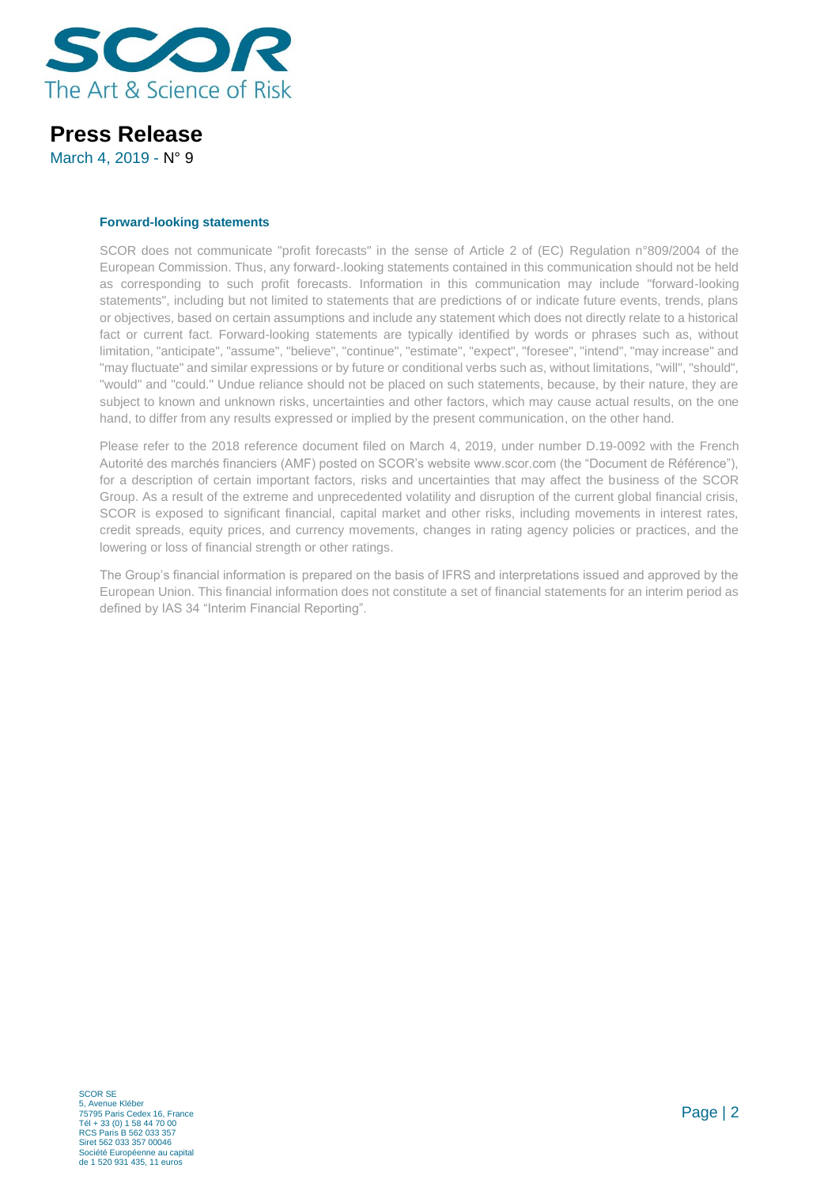# Press Release

March 4, 2019 - N° 9

### Forward-looking statements

SCOR does not communicate "profit forecasts" in the sense of Article 2 of (EC) Regulation n°809/2004 of the European Commission. Thus, any forward-.looking statements contained in this communication should not be held as corresponding to such profit forecasts. Information in this communication may include "forward-looking statements", including but not limited to statements that are predictions of or indicate future events, trends, plans or objectives, based on certain assumptions and include any statement which does not directly relate to a historical fact or current fact. Forward-looking statements are typically identified by words or phrases such as, without limitation, "anticipate", "assume", "believe", "continue", "estimate", "expect", "foresee", "intend", "may increase" and "may fluctuate" and similar expressions or by future or conditional verbs such as, without limitations, "will", "should", "would" and "could." Undue reliance should not be placed on such statements, because, by their nature, they are subject to known and unknown risks, uncertainties and other factors, which may cause actual results, on the one hand, to differ from any results expressed or implied by the present communication, on the other hand.

Please refer to the 2018 reference document filed on March 4, 2019, under number D.19-0092 with the French Autorité des marchés financiers (AMF) posted on SCOR's website www.scor.com (the "Document de Référence"), for a description of certain important factors, risks and uncertainties that may affect the business of the SCOR Group. As a result of the extreme and unprecedented volatility and disruption of the current global financial crisis, SCOR is exposed to significant financial, capital market and other risks, including movements in interest rates, credit spreads, equity prices, and currency movements, changes in rating agency policies or practices, and the lowering or loss of financial strength or other ratings.

The Group's financial information is prepared on the basis of IFRS and interpretations issued and approved by the European Union. This financial information does not constitute a set of financial statements for an interim period as defined by IAS 34 "Interim Financial Reporting".

SCOR SE
5, Avenue Kléber
75795 Paris Cedex 16, France
Tél + 33 (0) 1 58 44 70 00
RCS Paris B 562 033 357
Siret 562 033 357 00046
Société Européenne au capital
de 1 520 931 435, 11 euros